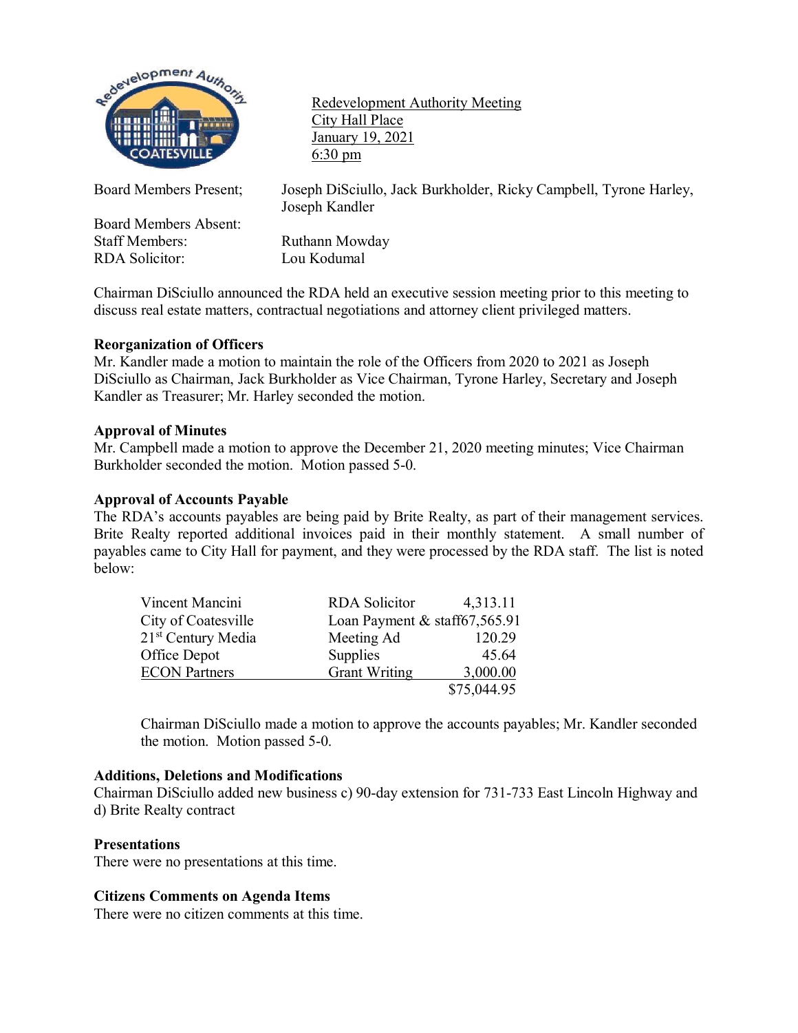Redevelopment Authority Meeting
City Hall Place
January 19, 2021
6:30 pm

Board Members Present; Joseph DiSciullo, Jack Burkholder, Ricky Campbell, Tyrone Harley, Joseph Kandler

Board Members Absent:

Staff Members: Ruthann Mowday

RDA Solicitor: Lou Kodumal

Chairman DiSciullo announced the RDA held an executive session meeting prior to this meeting to discuss real estate matters, contractual negotiations and attorney client privileged matters.

**Reorganization of Officers**

Mr. Kandler made a motion to maintain the role of the Officers from 2020 to 2021 as Joseph DiSciullo as Chairman, Jack Burkholder as Vice Chairman, Tyrone Harley, Secretary and Joseph Kandler as Treasurer; Mr. Harley seconded the motion.

**Approval of Minutes**

Mr. Campbell made a motion to approve the December 21, 2020 meeting minutes; Vice Chairman Burkholder seconded the motion. Motion passed 5-0.

**Approval of Accounts Payable**

The RDA's accounts payables are being paid by Brite Realty, as part of their management services. Brite Realty reported additional invoices paid in their monthly statement. A small number of payables came to City Hall for payment, and they were processed by the RDA staff. The list is noted below:

| | | |
|---|---|---|
| Vincent Mancini | RDA Solicitor | 4,313.11 |
| City of Coatesville | Loan Payment & staff | 67,565.91 |
| 21st Century Media | Meeting Ad | 120.29 |
| Office Depot | Supplies | 45.64 |
| ECON Partners | Grant Writing | 3,000.00 |
| | | $75,044.95 |

Chairman DiSciullo made a motion to approve the accounts payables; Mr. Kandler seconded the motion. Motion passed 5-0.

**Additions, Deletions and Modifications**

Chairman DiSciullo added new business c) 90-day extension for 731-733 East Lincoln Highway and d) Brite Realty contract

**Presentations**

There were no presentations at this time.

**Citizens Comments on Agenda Items**

There were no citizen comments at this time.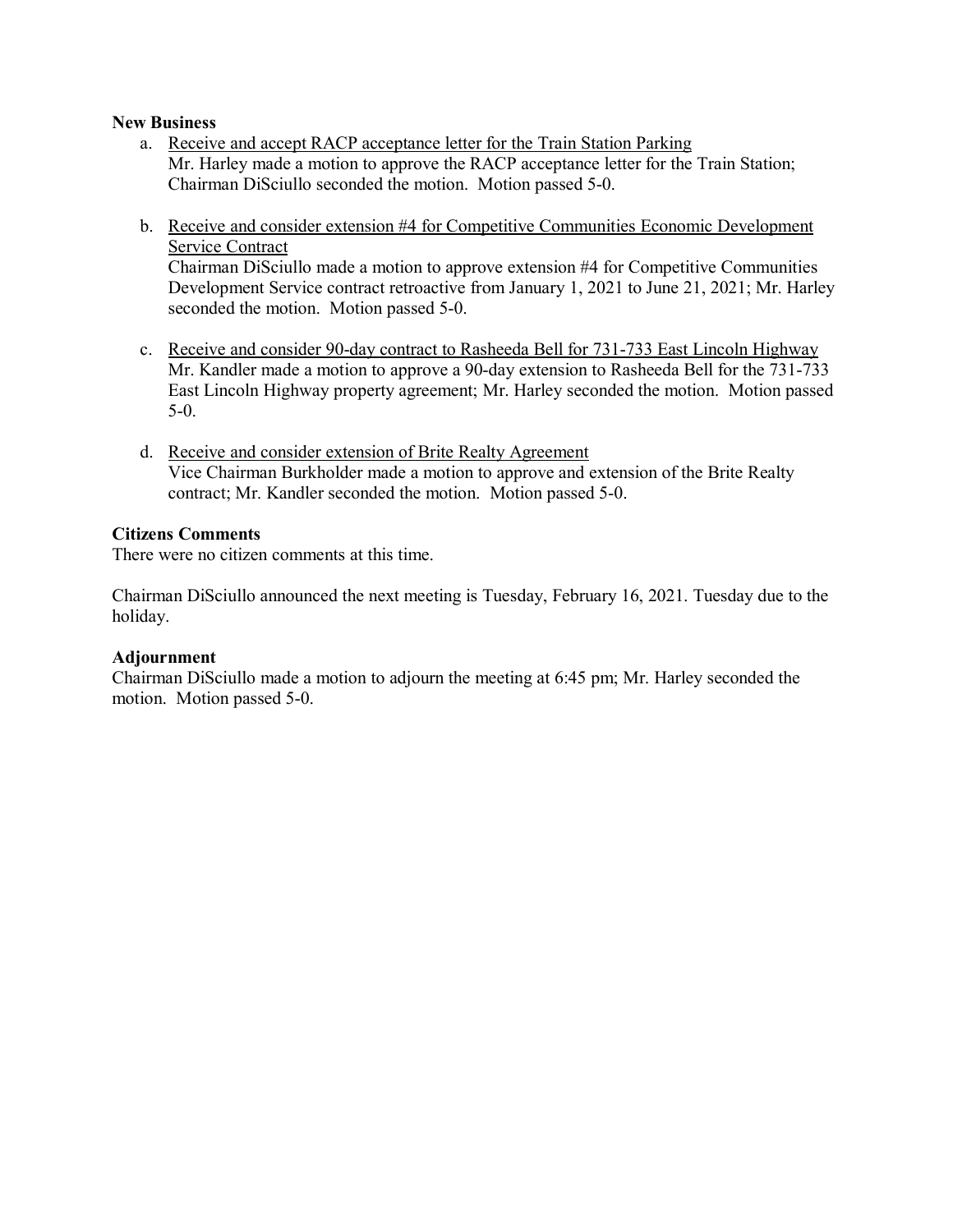**New Business**

a. Receive and accept RACP acceptance letter for the Train Station Parking
   Mr. Harley made a motion to approve the RACP acceptance letter for the Train Station; Chairman DiSciullo seconded the motion. Motion passed 5-0.

b. Receive and consider extension #4 for Competitive Communities Economic Development Service Contract
   Chairman DiSciullo made a motion to approve extension #4 for Competitive Communities Development Service contract retroactive from January 1, 2021 to June 21, 2021; Mr. Harley seconded the motion. Motion passed 5-0.

c. Receive and consider 90-day contract to Rasheeda Bell for 731-733 East Lincoln Highway
   Mr. Kandler made a motion to approve a 90-day extension to Rasheeda Bell for the 731-733 East Lincoln Highway property agreement; Mr. Harley seconded the motion. Motion passed 5-0.

d. Receive and consider extension of Brite Realty Agreement
   Vice Chairman Burkholder made a motion to approve and extension of the Brite Realty contract; Mr. Kandler seconded the motion. Motion passed 5-0.

**Citizens Comments**

There were no citizen comments at this time.

Chairman DiSciullo announced the next meeting is Tuesday, February 16, 2021. Tuesday due to the holiday.

**Adjournment**

Chairman DiSciullo made a motion to adjourn the meeting at 6:45 pm; Mr. Harley seconded the motion. Motion passed 5-0.